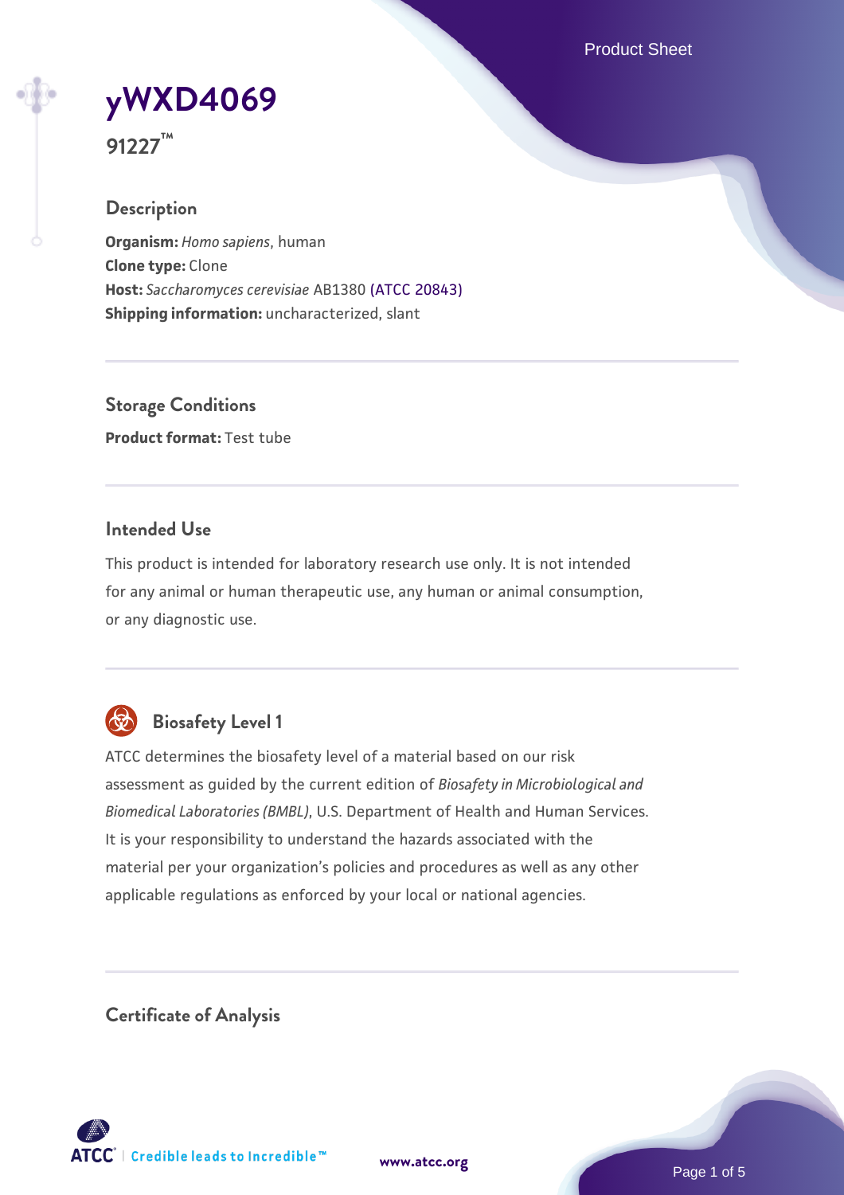# yWXD4069

**91227™**

## Description

**Organism:** *Homo sapiens*, human
**Clone type:** Clone
**Host:** *Saccharomyces cerevisiae* AB1380 (ATCC 20843)
**Shipping information:** uncharacterized, slant

## Storage Conditions

**Product format:** Test tube

## Intended Use

This product is intended for laboratory research use only. It is not intended for any animal or human therapeutic use, any human or animal consumption, or any diagnostic use.

## Biosafety Level 1

ATCC determines the biosafety level of a material based on our risk assessment as guided by the current edition of *Biosafety in Microbiological and Biomedical Laboratories (BMBL)*, U.S. Department of Health and Human Services. It is your responsibility to understand the hazards associated with the material per your organization's policies and procedures as well as any other applicable regulations as enforced by your local or national agencies.

## Certificate of Analysis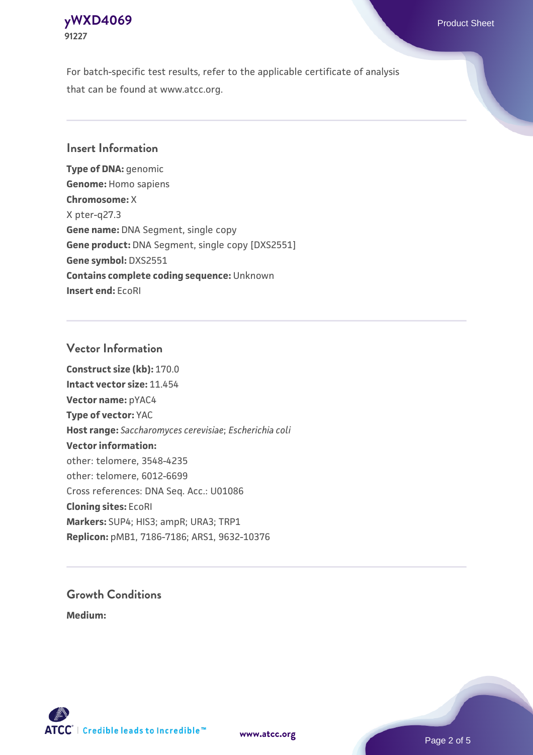For batch-specific test results, refer to the applicable certificate of analysis that can be found at www.atcc.org.

## Insert Information

**Type of DNA:** genomic
**Genome:** Homo sapiens
**Chromosome:** X
X pter-q27.3
**Gene name:** DNA Segment, single copy
**Gene product:** DNA Segment, single copy [DXS2551]
**Gene symbol:** DXS2551
**Contains complete coding sequence:** Unknown
**Insert end:** EcoRI

## Vector Information

**Construct size (kb):** 170.0
**Intact vector size:** 11.454
**Vector name:** pYAC4
**Type of vector:** YAC
**Host range:** *Saccharomyces cerevisiae*; *Escherichia coli*
**Vector information:**
other: telomere, 3548-4235
other: telomere, 6012-6699
Cross references: DNA Seq. Acc.: U01086
**Cloning sites:** EcoRI
**Markers:** SUP4; HIS3; ampR; URA3; TRP1
**Replicon:** pMB1, 7186-7186; ARS1, 9632-10376

## Growth Conditions

**Medium:**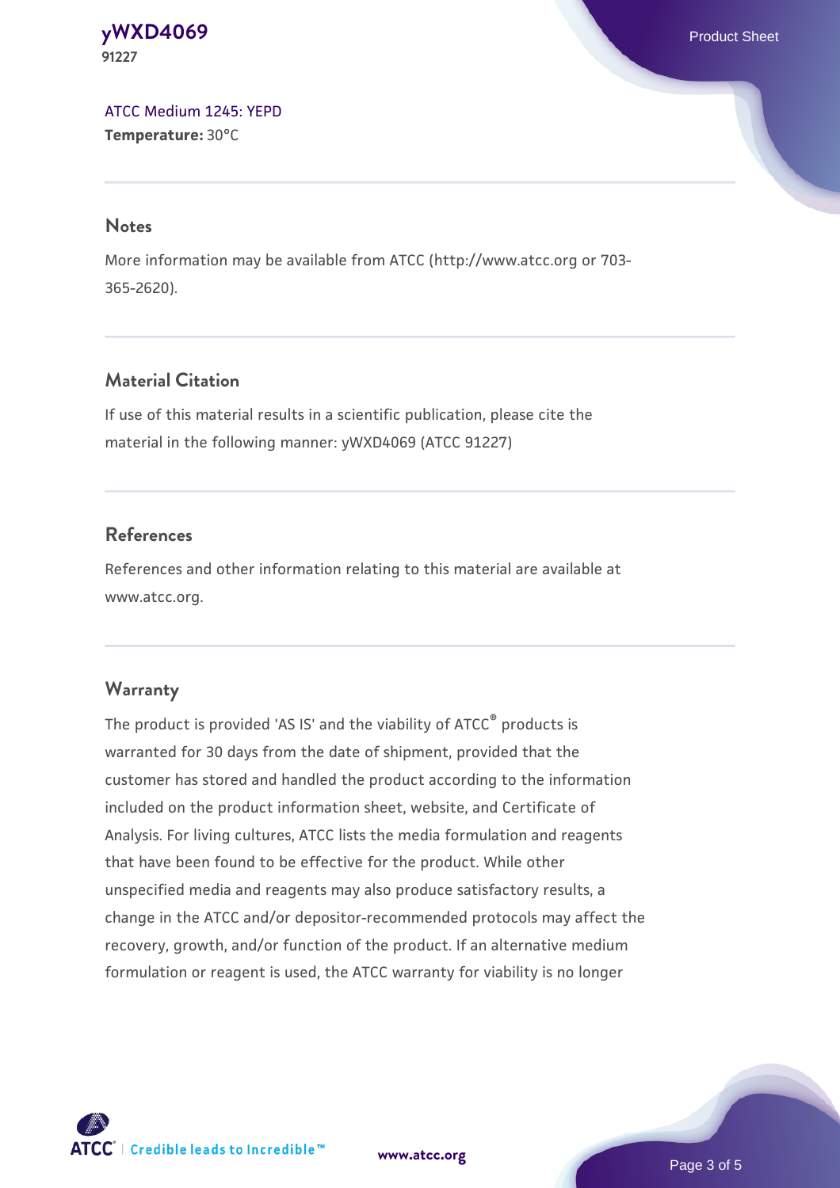ATCC Medium 1245: YEPD
**Temperature:** 30°C

## Notes

More information may be available from ATCC (http://www.atcc.org or 703-365-2620).

## Material Citation

If use of this material results in a scientific publication, please cite the material in the following manner: yWXD4069 (ATCC 91227)

## References

References and other information relating to this material are available at www.atcc.org.

## Warranty

The product is provided 'AS IS' and the viability of ATCC® products is warranted for 30 days from the date of shipment, provided that the customer has stored and handled the product according to the information included on the product information sheet, website, and Certificate of Analysis. For living cultures, ATCC lists the media formulation and reagents that have been found to be effective for the product. While other unspecified media and reagents may also produce satisfactory results, a change in the ATCC and/or depositor-recommended protocols may affect the recovery, growth, and/or function of the product. If an alternative medium formulation or reagent is used, the ATCC warranty for viability is no longer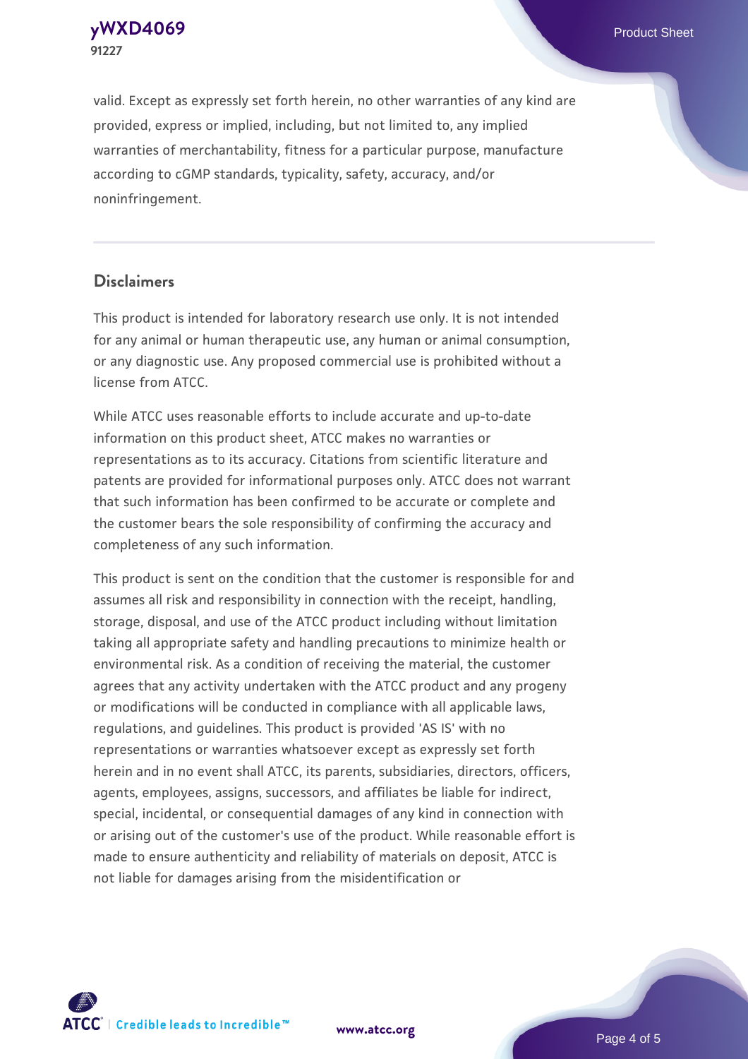valid. Except as expressly set forth herein, no other warranties of any kind are provided, express or implied, including, but not limited to, any implied warranties of merchantability, fitness for a particular purpose, manufacture according to cGMP standards, typicality, safety, accuracy, and/or noninfringement.

## Disclaimers

This product is intended for laboratory research use only. It is not intended for any animal or human therapeutic use, any human or animal consumption, or any diagnostic use. Any proposed commercial use is prohibited without a license from ATCC.

While ATCC uses reasonable efforts to include accurate and up-to-date information on this product sheet, ATCC makes no warranties or representations as to its accuracy. Citations from scientific literature and patents are provided for informational purposes only. ATCC does not warrant that such information has been confirmed to be accurate or complete and the customer bears the sole responsibility of confirming the accuracy and completeness of any such information.

This product is sent on the condition that the customer is responsible for and assumes all risk and responsibility in connection with the receipt, handling, storage, disposal, and use of the ATCC product including without limitation taking all appropriate safety and handling precautions to minimize health or environmental risk. As a condition of receiving the material, the customer agrees that any activity undertaken with the ATCC product and any progeny or modifications will be conducted in compliance with all applicable laws, regulations, and guidelines. This product is provided 'AS IS' with no representations or warranties whatsoever except as expressly set forth herein and in no event shall ATCC, its parents, subsidiaries, directors, officers, agents, employees, assigns, successors, and affiliates be liable for indirect, special, incidental, or consequential damages of any kind in connection with or arising out of the customer's use of the product. While reasonable effort is made to ensure authenticity and reliability of materials on deposit, ATCC is not liable for damages arising from the misidentification or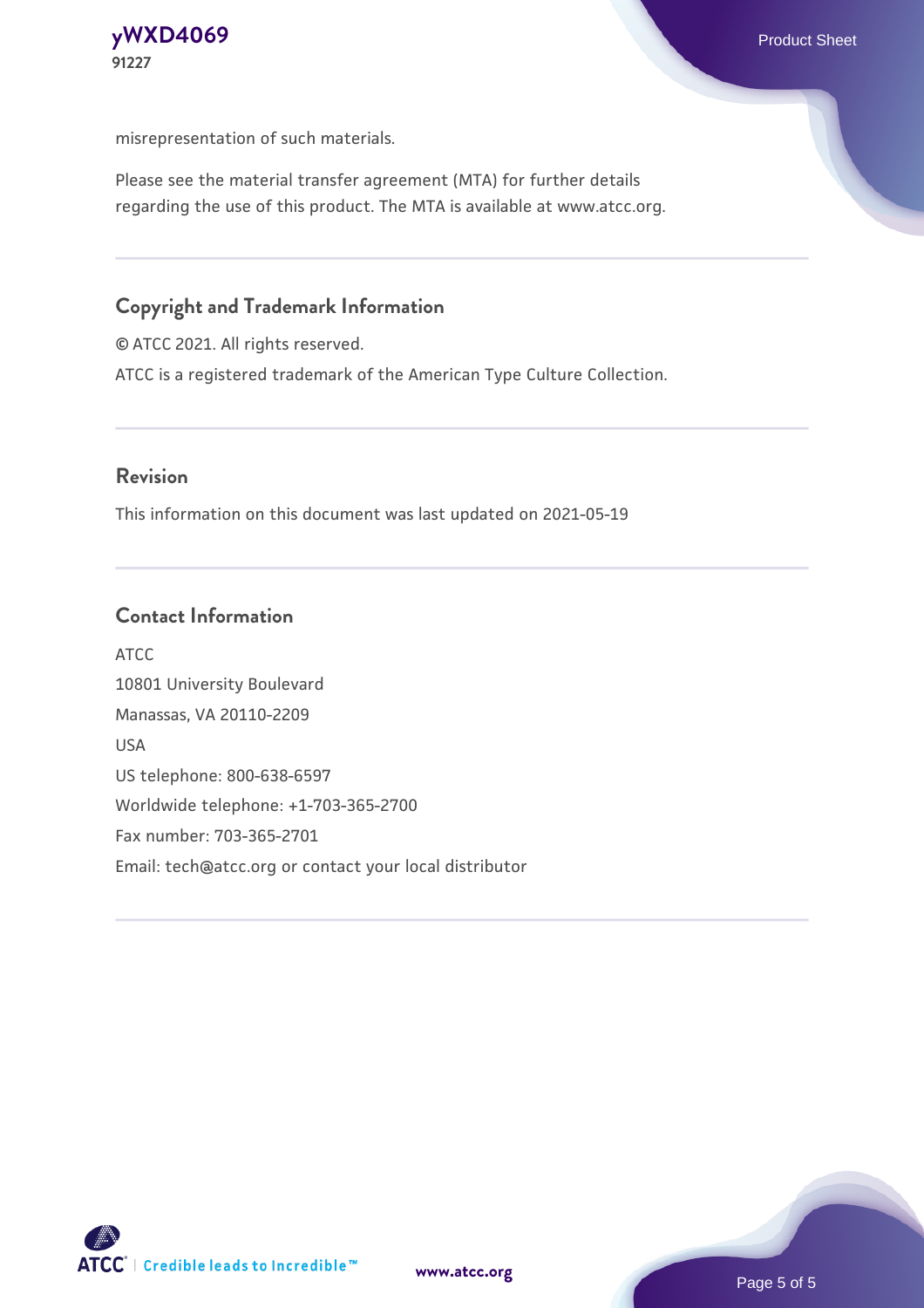misrepresentation of such materials.

Please see the material transfer agreement (MTA) for further details regarding the use of this product. The MTA is available at www.atcc.org.

## Copyright and Trademark Information

© ATCC 2021. All rights reserved.

ATCC is a registered trademark of the American Type Culture Collection.

## Revision

This information on this document was last updated on 2021-05-19

## Contact Information

ATCC
10801 University Boulevard
Manassas, VA 20110-2209
USA
US telephone: 800-638-6597
Worldwide telephone: +1-703-365-2700
Fax number: 703-365-2701
Email: tech@atcc.org or contact your local distributor